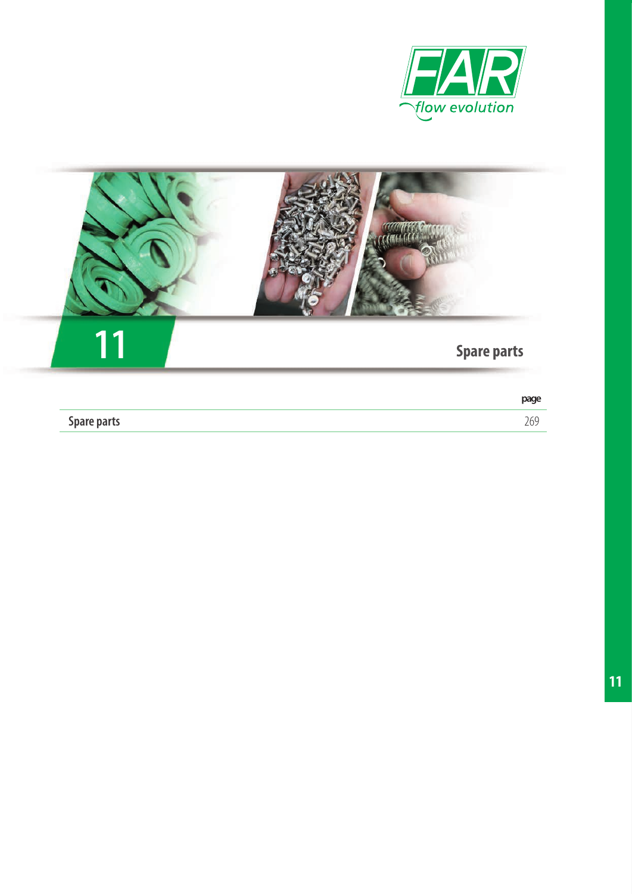# 11 Spare parts

| | page |
|---|---|
| Spare parts | 269 |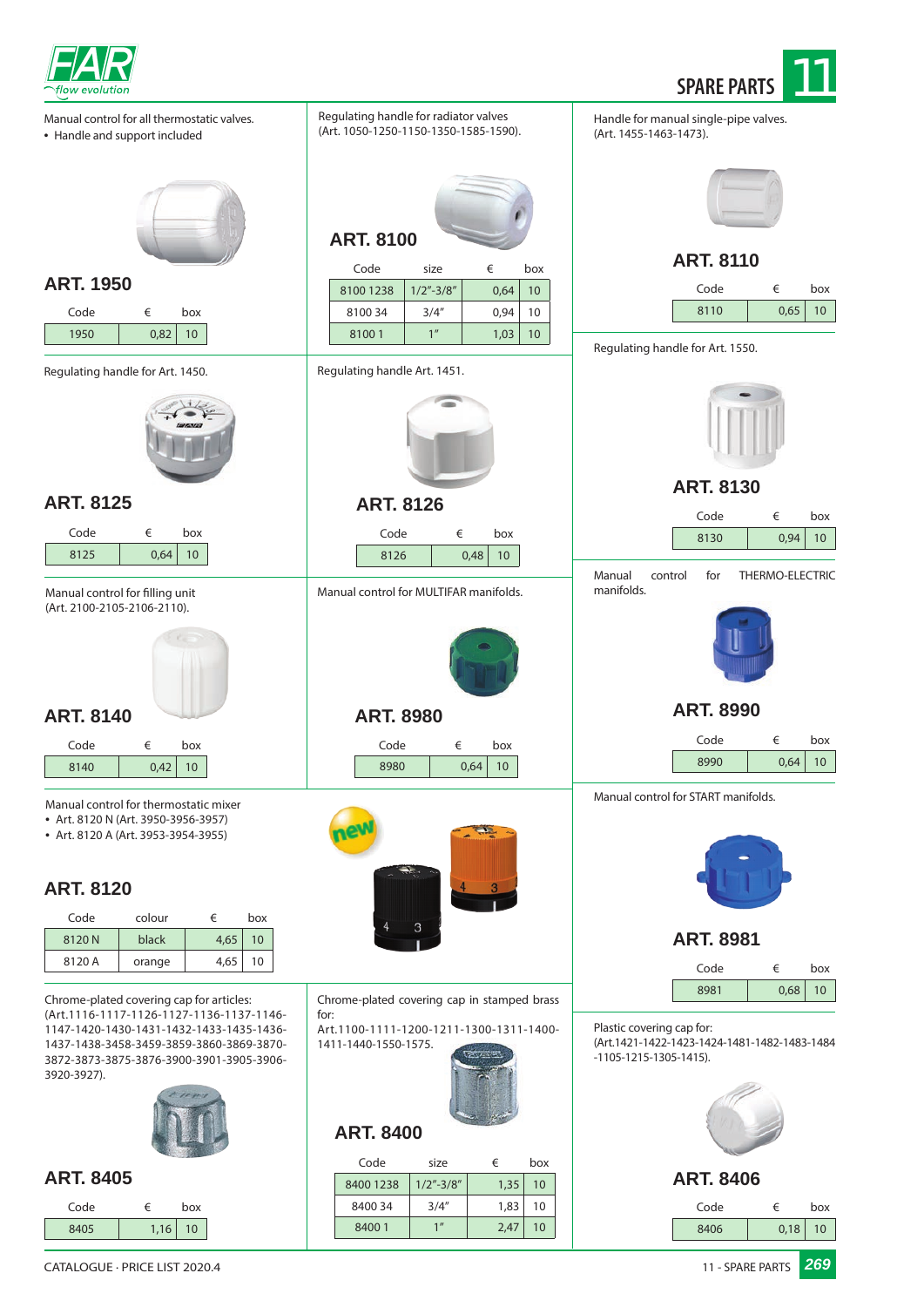# SPARE PARTS 11

Manual control for all thermostatic valves.
- Handle and support included

## ART. 1950

| Code | € | box |
|---|---|---|
| 1950 | 0,82 | 10 |

Regulating handle for radiator valves (Art. 1050-1250-1150-1350-1585-1590).

## ART. 8100

| Code | size | € | box |
|---|---|---|---|
| 8100 1238 | 1/2"-3/8" | 0,64 | 10 |
| 8100 34 | 3/4" | 0,94 | 10 |
| 8100 1 | 1" | 1,03 | 10 |

Handle for manual single-pipe valves. (Art. 1455-1463-1473).

## ART. 8110

| Code | € | box |
|---|---|---|
| 8110 | 0,65 | 10 |

Regulating handle for Art. 1450.

## ART. 8125

| Code | € | box |
|---|---|---|
| 8125 | 0,64 | 10 |

Regulating handle Art. 1451.

## ART. 8126

| Code | € | box |
|---|---|---|
| 8126 | 0,48 | 10 |

Regulating handle for Art. 1550.

## ART. 8130

| Code | € | box |
|---|---|---|
| 8130 | 0,94 | 10 |

Manual control for filling unit (Art. 2100-2105-2106-2110).

## ART. 8140

| Code | € | box |
|---|---|---|
| 8140 | 0,42 | 10 |

Manual control for MULTIFAR manifolds.

## ART. 8980

| Code | € | box |
|---|---|---|
| 8980 | 0,64 | 10 |

Manual control for THERMO-ELECTRIC manifolds.

## ART. 8990

| Code | € | box |
|---|---|---|
| 8990 | 0,64 | 10 |

Manual control for thermostatic mixer
- Art. 8120 N (Art. 3950-3956-3957)
- Art. 8120 A (Art. 3953-3954-3955)

## ART. 8120

new

| Code | colour | € | box |
|---|---|---|---|
| 8120 N | black | 4,65 | 10 |
| 8120 A | orange | 4,65 | 10 |

Manual control for START manifolds.

## ART. 8981

| Code | € | box |
|---|---|---|
| 8981 | 0,68 | 10 |

Chrome-plated covering cap for articles: (Art.1116-1117-1126-1127-1136-1137-1146-1147-1420-1430-1431-1432-1433-1435-1436-1437-1438-3458-3459-3859-3860-3869-3870-3872-3873-3875-3876-3900-3901-3905-3906-3920-3927).

## ART. 8405

| Code | € | box |
|---|---|---|
| 8405 | 1,16 | 10 |

Chrome-plated covering cap in stamped brass for: Art.1100-1111-1200-1211-1300-1311-1400-1411-1440-1550-1575.

## ART. 8400

| Code | size | € | box |
|---|---|---|---|
| 8400 1238 | 1/2"-3/8" | 1,35 | 10 |
| 8400 34 | 3/4" | 1,83 | 10 |
| 8400 1 | 1" | 2,47 | 10 |

Plastic covering cap for: (Art.1421-1422-1423-1424-1481-1482-1483-1484-1105-1215-1305-1415).

## ART. 8406

| Code | € | box |
|---|---|---|
| 8406 | 0,18 | 10 |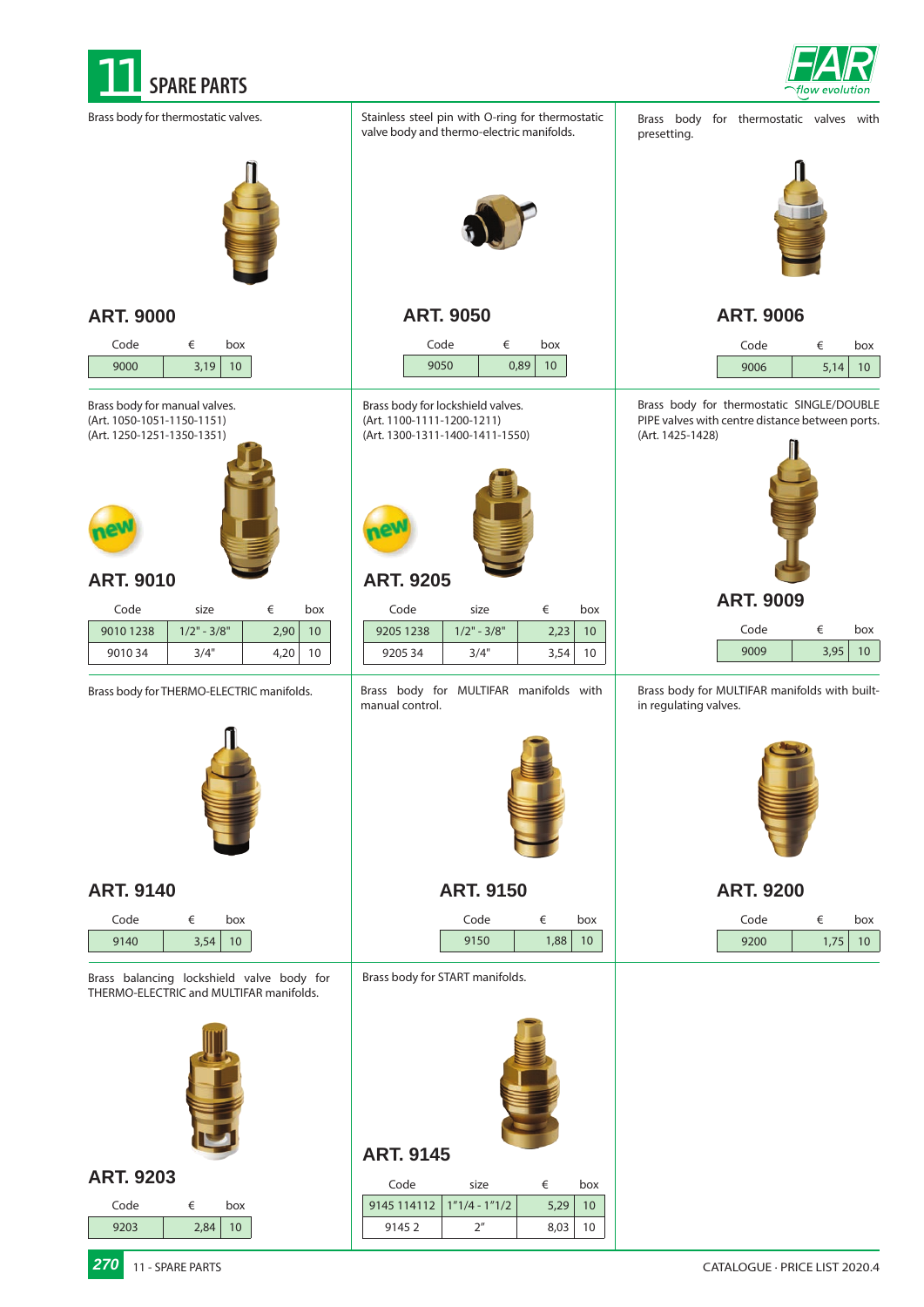# 11 SPARE PARTS

Brass body for thermostatic valves.

## ART. 9000

| Code | € | box |
|---|---|---|
| 9000 | 3,19 | 10 |

Stainless steel pin with O-ring for thermostatic valve body and thermo-electric manifolds.

## ART. 9050

| Code | € | box |
|---|---|---|
| 9050 | 0,89 | 10 |

Brass body for thermostatic valves with presetting.

## ART. 9006

| Code | € | box |
|---|---|---|
| 9006 | 5,14 | 10 |

Brass body for manual valves.
(Art. 1050-1051-1150-1151)
(Art. 1250-1251-1350-1351)

new

## ART. 9010

| Code | size | € | box |
|---|---|---|---|
| 9010 1238 | 1/2" - 3/8" | 2,90 | 10 |
| 9010 34 | 3/4" | 4,20 | 10 |

Brass body for lockshield valves.
(Art. 1100-1111-1200-1211)
(Art. 1300-1311-1400-1411-1550)

new

## ART. 9205

| Code | size | € | box |
|---|---|---|---|
| 9205 1238 | 1/2" - 3/8" | 2,23 | 10 |
| 9205 34 | 3/4" | 3,54 | 10 |

Brass body for thermostatic SINGLE/DOUBLE PIPE valves with centre distance between ports.
(Art. 1425-1428)

## ART. 9009

| Code | € | box |
|---|---|---|
| 9009 | 3,95 | 10 |

Brass body for THERMO-ELECTRIC manifolds.

## ART. 9140

| Code | € | box |
|---|---|---|
| 9140 | 3,54 | 10 |

Brass body for MULTIFAR manifolds with manual control.

## ART. 9150

| Code | € | box |
|---|---|---|
| 9150 | 1,88 | 10 |

Brass body for MULTIFAR manifolds with built-in regulating valves.

## ART. 9200

| Code | € | box |
|---|---|---|
| 9200 | 1,75 | 10 |

Brass balancing lockshield valve body for THERMO-ELECTRIC and MULTIFAR manifolds.

## ART. 9203

| Code | € | box |
|---|---|---|
| 9203 | 2,84 | 10 |

Brass body for START manifolds.

## ART. 9145

| Code | size | € | box |
|---|---|---|---|
| 9145 114112 | 1"1/4 - 1"1/2 | 5,29 | 10 |
| 9145 2 | 2" | 8,03 | 10 |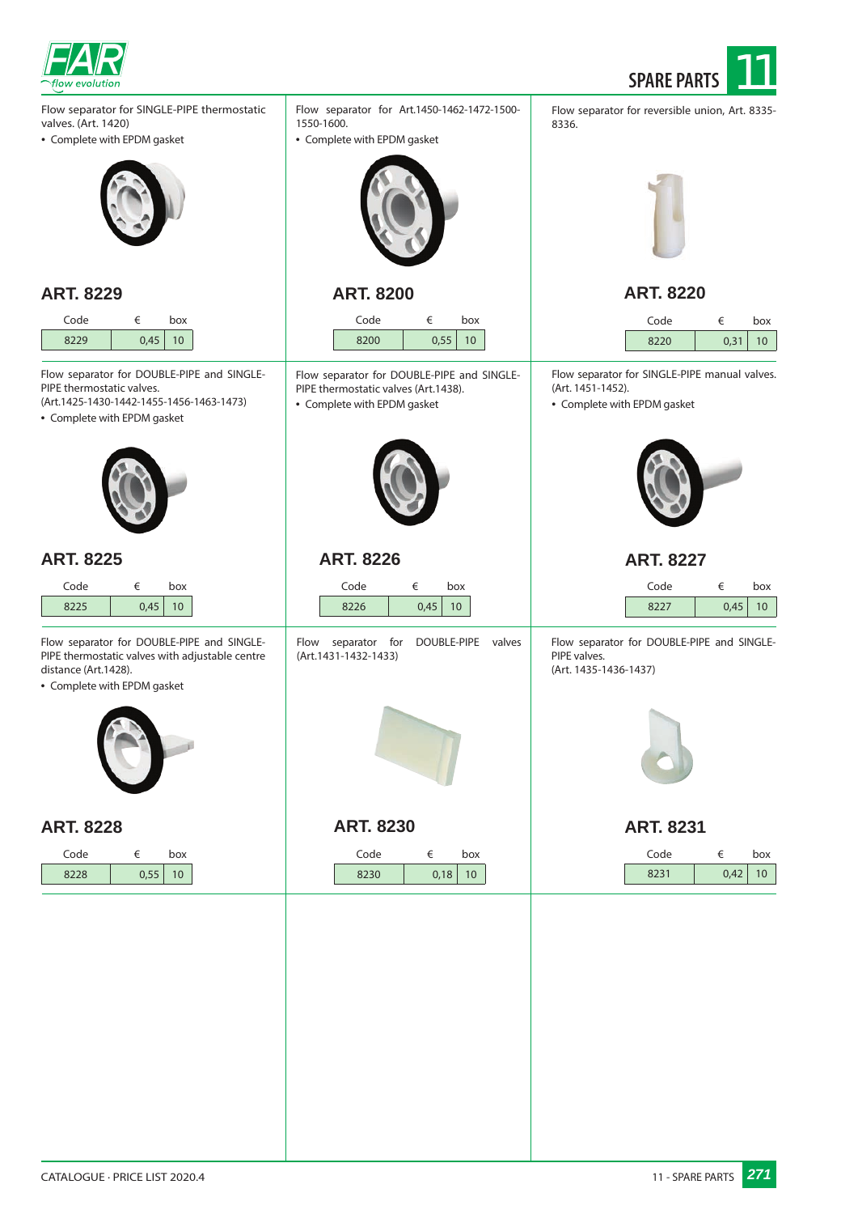# SPARE PARTS 11

Flow separator for SINGLE-PIPE thermostatic valves. (Art. 1420)

- Complete with EPDM gasket

## ART. 8229

| Code | € | box |
|---|---|---|
| 8229 | 0,45 | 10 |

Flow separator for Art.1450-1462-1472-1500-1550-1600.

- Complete with EPDM gasket

## ART. 8200

| Code | € | box |
|---|---|---|
| 8200 | 0,55 | 10 |

Flow separator for reversible union, Art. 8335-8336.

## ART. 8220

| Code | € | box |
|---|---|---|
| 8220 | 0,31 | 10 |

Flow separator for DOUBLE-PIPE and SINGLE-PIPE thermostatic valves.
(Art.1425-1430-1442-1455-1456-1463-1473)

- Complete with EPDM gasket

## ART. 8225

| Code | € | box |
|---|---|---|
| 8225 | 0,45 | 10 |

Flow separator for DOUBLE-PIPE and SINGLE-PIPE thermostatic valves (Art.1438).

- Complete with EPDM gasket

## ART. 8226

| Code | € | box |
|---|---|---|
| 8226 | 0,45 | 10 |

Flow separator for SINGLE-PIPE manual valves.
(Art. 1451-1452).

- Complete with EPDM gasket

## ART. 8227

| Code | € | box |
|---|---|---|
| 8227 | 0,45 | 10 |

Flow separator for DOUBLE-PIPE and SINGLE-PIPE thermostatic valves with adjustable centre distance (Art.1428).

- Complete with EPDM gasket

## ART. 8228

| Code | € | box |
|---|---|---|
| 8228 | 0,55 | 10 |

Flow separator for DOUBLE-PIPE valves (Art.1431-1432-1433)

## ART. 8230

| Code | € | box |
|---|---|---|
| 8230 | 0,18 | 10 |

Flow separator for DOUBLE-PIPE and SINGLE-PIPE valves.
(Art. 1435-1436-1437)

## ART. 8231

| Code | € | box |
|---|---|---|
| 8231 | 0,42 | 10 |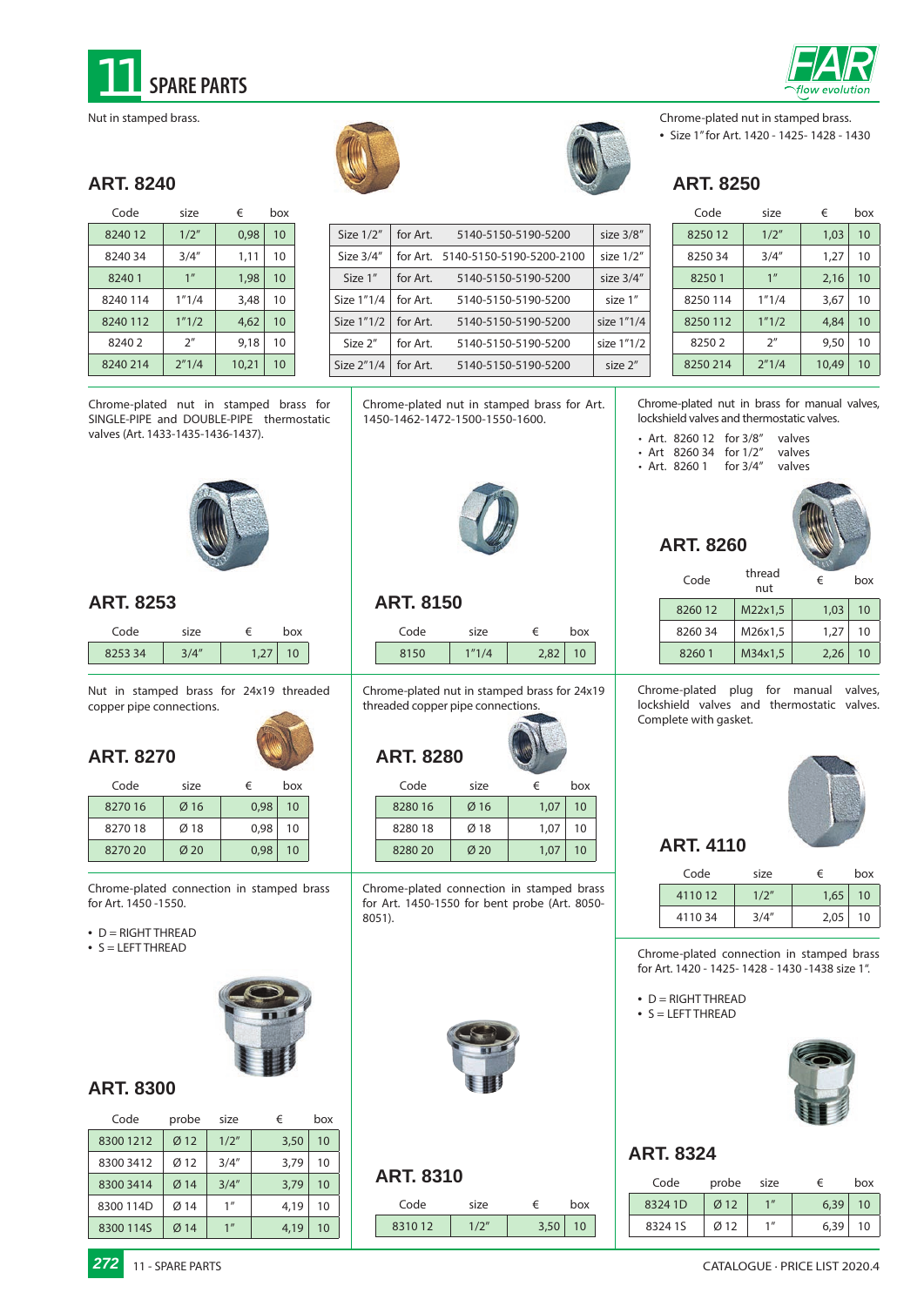# 11 SPARE PARTS

Nut in stamped brass.

## ART. 8240

| Code | size | € | box |
|---|---|---|---|
| 8240 12 | 1/2" | 0,98 | 10 |
| 8240 34 | 3/4" | 1,11 | 10 |
| 8240 1 | 1" | 1,98 | 10 |
| 8240 114 | 1"1/4 | 3,48 | 10 |
| 8240 112 | 1"1/2 | 4,62 | 10 |
| 8240 2 | 2" | 9,18 | 10 |
| 8240 214 | 2"1/4 | 10,21 | 10 |

| | | | |
|---|---|---|---|
| Size 1/2" | for Art. | 5140-5150-5190-5200 | size 3/8" |
| Size 3/4" | for Art. | 5140-5150-5190-5200-2100 | size 1/2" |
| Size 1" | for Art. | 5140-5150-5190-5200 | size 3/4" |
| Size 1"1/4 | for Art. | 5140-5150-5190-5200 | size 1" |
| Size 1"1/2 | for Art. | 5140-5150-5190-5200 | size 1"1/4 |
| Size 2" | for Art. | 5140-5150-5190-5200 | size 1"1/2 |
| Size 2"1/4 | for Art. | 5140-5150-5190-5200 | size 2" |

Chrome-plated nut in stamped brass.
- Size 1" for Art. 1420 - 1425- 1428 - 1430

## ART. 8250

| Code | size | € | box |
|---|---|---|---|
| 8250 12 | 1/2" | 1,03 | 10 |
| 8250 34 | 3/4" | 1,27 | 10 |
| 8250 1 | 1" | 2,16 | 10 |
| 8250 114 | 1"1/4 | 3,67 | 10 |
| 8250 112 | 1"1/2 | 4,84 | 10 |
| 8250 2 | 2" | 9,50 | 10 |
| 8250 214 | 2"1/4 | 10,49 | 10 |

Chrome-plated nut in stamped brass for SINGLE-PIPE and DOUBLE-PIPE thermostatic valves (Art. 1433-1435-1436-1437).

## ART. 8253

| Code | size | € | box |
|---|---|---|---|
| 8253 34 | 3/4" | 1,27 | 10 |

Chrome-plated nut in stamped brass for Art. 1450-1462-1472-1500-1550-1600.

## ART. 8150

| Code | size | € | box |
|---|---|---|---|
| 8150 | 1"1/4 | 2,82 | 10 |

Chrome-plated nut in brass for manual valves, lockshield valves and thermostatic valves.
- Art. 8260 12 for 3/8" valves
- Art 8260 34 for 1/2" valves
- Art. 8260 1 for 3/4" valves

## ART. 8260

| Code | thread nut | € | box |
|---|---|---|---|
| 8260 12 | M22x1,5 | 1,03 | 10 |
| 8260 34 | M26x1,5 | 1,27 | 10 |
| 8260 1 | M34x1,5 | 2,26 | 10 |

Nut in stamped brass for 24x19 threaded copper pipe connections.

## ART. 8270

| Code | size | € | box |
|---|---|---|---|
| 8270 16 | Ø 16 | 0,98 | 10 |
| 8270 18 | Ø 18 | 0,98 | 10 |
| 8270 20 | Ø 20 | 0,98 | 10 |

Chrome-plated nut in stamped brass for 24x19 threaded copper pipe connections.

## ART. 8280

| Code | size | € | box |
|---|---|---|---|
| 8280 16 | Ø 16 | 1,07 | 10 |
| 8280 18 | Ø 18 | 1,07 | 10 |
| 8280 20 | Ø 20 | 1,07 | 10 |

Chrome-plated plug for manual valves, lockshield valves and thermostatic valves. Complete with gasket.

## ART. 4110

| Code | size | € | box |
|---|---|---|---|
| 4110 12 | 1/2" | 1,65 | 10 |
| 4110 34 | 3/4" | 2,05 | 10 |

Chrome-plated connection in stamped brass for Art. 1450 -1550.

- D = RIGHT THREAD
- S = LEFT THREAD

## ART. 8300

| Code | probe | size | € | box |
|---|---|---|---|---|
| 8300 1212 | Ø 12 | 1/2" | 3,50 | 10 |
| 8300 3412 | Ø 12 | 3/4" | 3,79 | 10 |
| 8300 3414 | Ø 14 | 3/4" | 3,79 | 10 |
| 8300 114D | Ø 14 | 1" | 4,19 | 10 |
| 8300 114S | Ø 14 | 1" | 4,19 | 10 |

Chrome-plated connection in stamped brass for Art. 1450-1550 for bent probe (Art. 8050-8051).

## ART. 8310

| Code | size | € | box |
|---|---|---|---|
| 8310 12 | 1/2" | 3,50 | 10 |

Chrome-plated connection in stamped brass for Art. 1420 - 1425- 1428 - 1430 -1438 size 1".

- D = RIGHT THREAD
- S = LEFT THREAD

## ART. 8324

| Code | probe | size | € | box |
|---|---|---|---|---|
| 8324 1D | Ø 12 | 1" | 6,39 | 10 |
| 8324 1S | Ø 12 | 1" | 6,39 | 10 |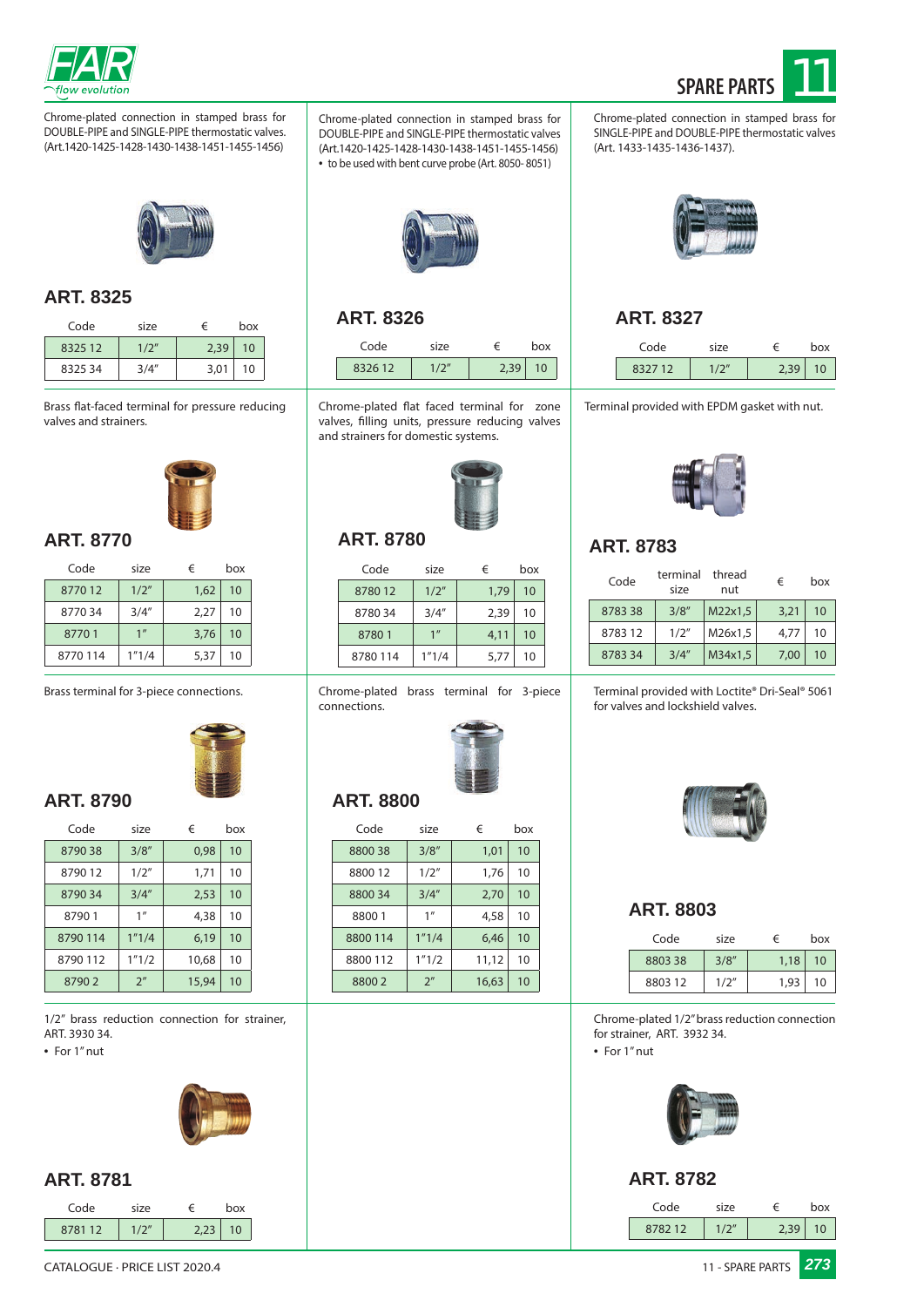# SPARE PARTS 11

Chrome-plated connection in stamped brass for DOUBLE-PIPE and SINGLE-PIPE thermostatic valves. (Art.1420-1425-1428-1430-1438-1451-1455-1456)

## ART. 8325

| Code | size | € | box |
|---|---|---|---|
| 8325 12 | 1/2" | 2,39 | 10 |
| 8325 34 | 3/4" | 3,01 | 10 |

Chrome-plated connection in stamped brass for DOUBLE-PIPE and SINGLE-PIPE thermostatic valves (Art.1420-1425-1428-1430-1438-1451-1455-1456)

- to be used with bent curve probe (Art. 8050- 8051)

## ART. 8326

| Code | size | € | box |
|---|---|---|---|
| 8326 12 | 1/2" | 2,39 | 10 |

Chrome-plated connection in stamped brass for SINGLE-PIPE and DOUBLE-PIPE thermostatic valves (Art. 1433-1435-1436-1437).

## ART. 8327

| Code | size | € | box |
|---|---|---|---|
| 8327 12 | 1/2" | 2,39 | 10 |

Brass flat-faced terminal for pressure reducing valves and strainers.

## ART. 8770

| Code | size | € | box |
|---|---|---|---|
| 8770 12 | 1/2" | 1,62 | 10 |
| 8770 34 | 3/4" | 2,27 | 10 |
| 8770 1 | 1" | 3,76 | 10 |
| 8770 114 | 1"1/4 | 5,37 | 10 |

Chrome-plated flat faced terminal for zone valves, filling units, pressure reducing valves and strainers for domestic systems.

## ART. 8780

| Code | size | € | box |
|---|---|---|---|
| 8780 12 | 1/2" | 1,79 | 10 |
| 8780 34 | 3/4" | 2,39 | 10 |
| 8780 1 | 1" | 4,11 | 10 |
| 8780 114 | 1"1/4 | 5,77 | 10 |

Terminal provided with EPDM gasket with nut.

## ART. 8783

| Code | terminal size | thread nut | € | box |
|---|---|---|---|---|
| 8783 38 | 3/8" | M22x1,5 | 3,21 | 10 |
| 8783 12 | 1/2" | M26x1,5 | 4,77 | 10 |
| 8783 34 | 3/4" | M34x1,5 | 7,00 | 10 |

Brass terminal for 3-piece connections.

## ART. 8790

| Code | size | € | box |
|---|---|---|---|
| 8790 38 | 3/8" | 0,98 | 10 |
| 8790 12 | 1/2" | 1,71 | 10 |
| 8790 34 | 3/4" | 2,53 | 10 |
| 8790 1 | 1" | 4,38 | 10 |
| 8790 114 | 1"1/4 | 6,19 | 10 |
| 8790 112 | 1"1/2 | 10,68 | 10 |
| 8790 2 | 2" | 15,94 | 10 |

Chrome-plated brass terminal for 3-piece connections.

## ART. 8800

| Code | size | € | box |
|---|---|---|---|
| 8800 38 | 3/8" | 1,01 | 10 |
| 8800 12 | 1/2" | 1,76 | 10 |
| 8800 34 | 3/4" | 2,70 | 10 |
| 8800 1 | 1" | 4,58 | 10 |
| 8800 114 | 1"1/4 | 6,46 | 10 |
| 8800 112 | 1"1/2 | 11,12 | 10 |
| 8800 2 | 2" | 16,63 | 10 |

Terminal provided with Loctite® Dri-Seal® 5061 for valves and lockshield valves.

## ART. 8803

| Code | size | € | box |
|---|---|---|---|
| 8803 38 | 3/8" | 1,18 | 10 |
| 8803 12 | 1/2" | 1,93 | 10 |

1/2" brass reduction connection for strainer, ART. 3930 34.

- For 1" nut

## ART. 8781

| Code | size | € | box |
|---|---|---|---|
| 8781 12 | 1/2" | 2,23 | 10 |

Chrome-plated 1/2" brass reduction connection for strainer, ART. 3932 34.

- For 1" nut

## ART. 8782

| Code | size | € | box |
|---|---|---|---|
| 8782 12 | 1/2" | 2,39 | 10 |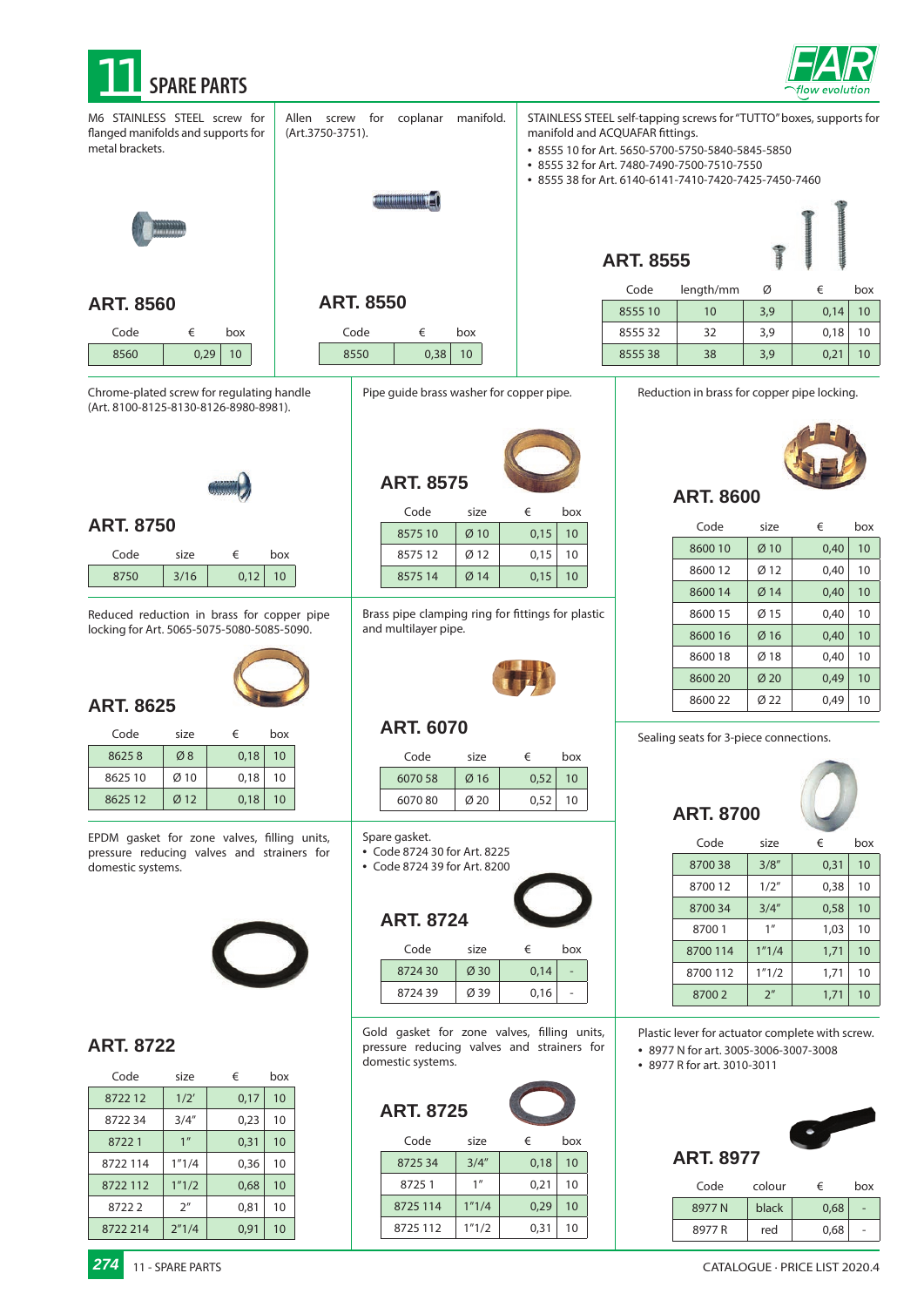# 11 SPARE PARTS

M6 STAINLESS STEEL screw for flanged manifolds and supports for metal brackets.

## ART. 8560

| Code | € | box |
|---|---|---|
| 8560 | 0,29 | 10 |

Allen screw for coplanar manifold. (Art.3750-3751).

## ART. 8550

| Code | € | box |
|---|---|---|
| 8550 | 0,38 | 10 |

STAINLESS STEEL self-tapping screws for "TUTTO" boxes, supports for manifold and ACQUAFAR fittings.

- 8555 10 for Art. 5650-5700-5750-5840-5845-5850
- 8555 32 for Art. 7480-7490-7500-7510-7550
- 8555 38 for Art. 6140-6141-7410-7420-7425-7450-7460

## ART. 8555

| Code | length/mm | Ø | € | box |
|---|---|---|---|---|
| 8555 10 | 10 | 3,9 | 0,14 | 10 |
| 8555 32 | 32 | 3,9 | 0,18 | 10 |
| 8555 38 | 38 | 3,9 | 0,21 | 10 |

Chrome-plated screw for regulating handle (Art. 8100-8125-8130-8126-8980-8981).

## ART. 8750

| Code | size | € | box |
|---|---|---|---|
| 8750 | 3/16 | 0,12 | 10 |

Pipe guide brass washer for copper pipe.

## ART. 8575

| Code | size | € | box |
|---|---|---|---|
| 8575 10 | Ø 10 | 0,15 | 10 |
| 8575 12 | Ø 12 | 0,15 | 10 |
| 8575 14 | Ø 14 | 0,15 | 10 |

Reduction in brass for copper pipe locking.

## ART. 8600

| Code | size | € | box |
|---|---|---|---|
| 8600 10 | Ø 10 | 0,40 | 10 |
| 8600 12 | Ø 12 | 0,40 | 10 |
| 8600 14 | Ø 14 | 0,40 | 10 |
| 8600 15 | Ø 15 | 0,40 | 10 |
| 8600 16 | Ø 16 | 0,40 | 10 |
| 8600 18 | Ø 18 | 0,40 | 10 |
| 8600 20 | Ø 20 | 0,49 | 10 |
| 8600 22 | Ø 22 | 0,49 | 10 |

Reduced reduction in brass for copper pipe locking for Art. 5065-5075-5080-5085-5090.

## ART. 8625

| Code | size | € | box |
|---|---|---|---|
| 8625 8 | Ø 8 | 0,18 | 10 |
| 8625 10 | Ø 10 | 0,18 | 10 |
| 8625 12 | Ø 12 | 0,18 | 10 |

Brass pipe clamping ring for fittings for plastic and multilayer pipe.

## ART. 6070

| Code | size | € | box |
|---|---|---|---|
| 6070 58 | Ø 16 | 0,52 | 10 |
| 6070 80 | Ø 20 | 0,52 | 10 |

Sealing seats for 3-piece connections.

## ART. 8700

| Code | size | € | box |
|---|---|---|---|
| 8700 38 | 3/8" | 0,31 | 10 |
| 8700 12 | 1/2" | 0,38 | 10 |
| 8700 34 | 3/4" | 0,58 | 10 |
| 8700 1 | 1" | 1,03 | 10 |
| 8700 114 | 1"1/4 | 1,71 | 10 |
| 8700 112 | 1"1/2 | 1,71 | 10 |
| 8700 2 | 2" | 1,71 | 10 |

EPDM gasket for zone valves, filling units, pressure reducing valves and strainers for domestic systems.

## ART. 8722

| Code | size | € | box |
|---|---|---|---|
| 8722 12 | 1/2' | 0,17 | 10 |
| 8722 34 | 3/4" | 0,23 | 10 |
| 8722 1 | 1" | 0,31 | 10 |
| 8722 114 | 1"1/4 | 0,36 | 10 |
| 8722 112 | 1"1/2 | 0,68 | 10 |
| 8722 2 | 2" | 0,81 | 10 |
| 8722 214 | 2"1/4 | 0,91 | 10 |

Spare gasket.

- Code 8724 30 for Art. 8225
- Code 8724 39 for Art. 8200

## ART. 8724

| Code | size | € | box |
|---|---|---|---|
| 8724 30 | Ø 30 | 0,14 | - |
| 8724 39 | Ø 39 | 0,16 | - |

Gold gasket for zone valves, filling units, pressure reducing valves and strainers for domestic systems.

## ART. 8725

| Code | size | € | box |
|---|---|---|---|
| 8725 34 | 3/4" | 0,18 | 10 |
| 8725 1 | 1" | 0,21 | 10 |
| 8725 114 | 1"1/4 | 0,29 | 10 |
| 8725 112 | 1"1/2 | 0,31 | 10 |

Plastic lever for actuator complete with screw.

- 8977 N for art. 3005-3006-3007-3008
- 8977 R for art. 3010-3011

## ART. 8977

| Code | colour | € | box |
|---|---|---|---|
| 8977 N | black | 0,68 | - |
| 8977 R | red | 0,68 | - |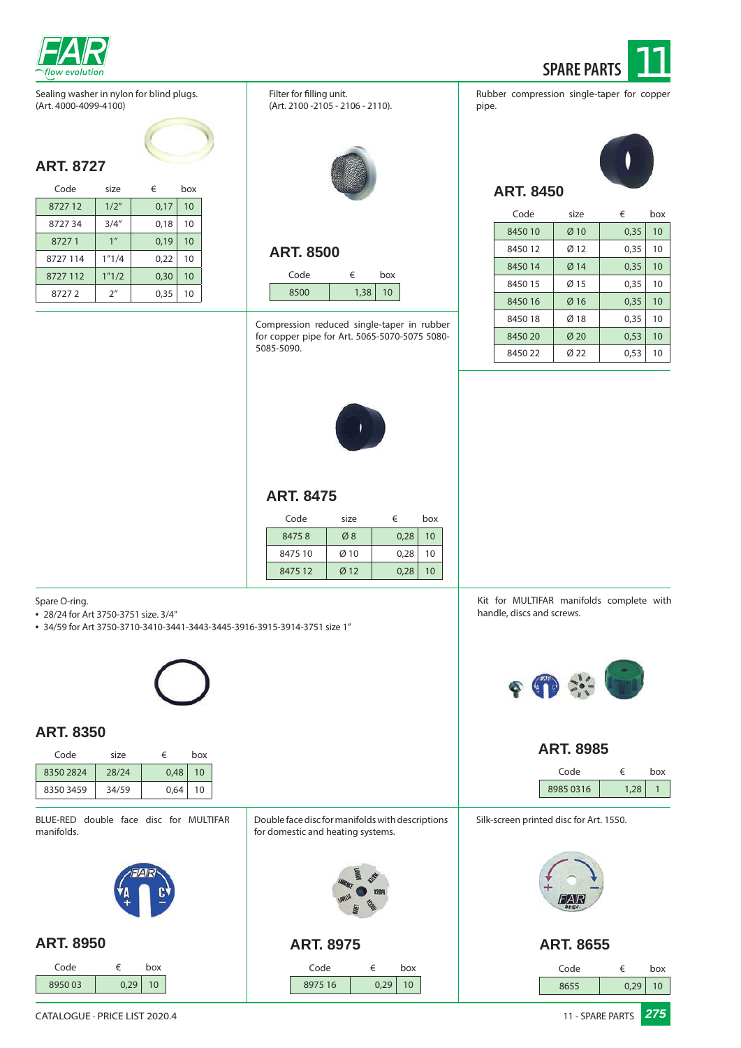Sealing washer in nylon for blind plugs.
(Art. 4000-4099-4100)

## ART. 8727

| Code | size | € | box |
|---|---|---|---|
| 8727 12 | 1/2" | 0,17 | 10 |
| 8727 34 | 3/4" | 0,18 | 10 |
| 8727 1 | 1" | 0,19 | 10 |
| 8727 114 | 1"1/4 | 0,22 | 10 |
| 8727 112 | 1"1/2 | 0,30 | 10 |
| 8727 2 | 2" | 0,35 | 10 |

Filter for filling unit.
(Art. 2100 -2105 - 2106 - 2110).

## ART. 8500

| Code | € | box |
|---|---|---|
| 8500 | 1,38 | 10 |

Rubber compression single-taper for copper pipe.

## ART. 8450

| Code | size | € | box |
|---|---|---|---|
| 8450 10 | Ø 10 | 0,35 | 10 |
| 8450 12 | Ø 12 | 0,35 | 10 |
| 8450 14 | Ø 14 | 0,35 | 10 |
| 8450 15 | Ø 15 | 0,35 | 10 |
| 8450 16 | Ø 16 | 0,35 | 10 |
| 8450 18 | Ø 18 | 0,35 | 10 |
| 8450 20 | Ø 20 | 0,53 | 10 |
| 8450 22 | Ø 22 | 0,53 | 10 |

Compression reduced single-taper in rubber for copper pipe for Art. 5065-5070-5075 5080-5085-5090.

## ART. 8475

| Code | size | € | box |
|---|---|---|---|
| 8475 8 | Ø 8 | 0,28 | 10 |
| 8475 10 | Ø 10 | 0,28 | 10 |
| 8475 12 | Ø 12 | 0,28 | 10 |

Spare O-ring.

- 28/24 for Art 3750-3751 size. 3/4"
- 34/59 for Art 3750-3710-3410-3441-3443-3445-3916-3915-3914-3751 size 1"

## ART. 8350

| Code | size | € | box |
|---|---|---|---|
| 8350 2824 | 28/24 | 0,48 | 10 |
| 8350 3459 | 34/59 | 0,64 | 10 |

Kit for MULTIFAR manifolds complete with handle, discs and screws.

## ART. 8985

| Code | € | box |
|---|---|---|
| 8985 0316 | 1,28 | 1 |

BLUE-RED double face disc for MULTIFAR manifolds.

## ART. 8950

| Code | € | box |
|---|---|---|
| 8950 03 | 0,29 | 10 |

Double face disc for manifolds with descriptions for domestic and heating systems.

## ART. 8975

| Code | € | box |
|---|---|---|
| 8975 16 | 0,29 | 10 |

Silk-screen printed disc for Art. 1550.

## ART. 8655

| Code | € | box |
|---|---|---|
| 8655 | 0,29 | 10 |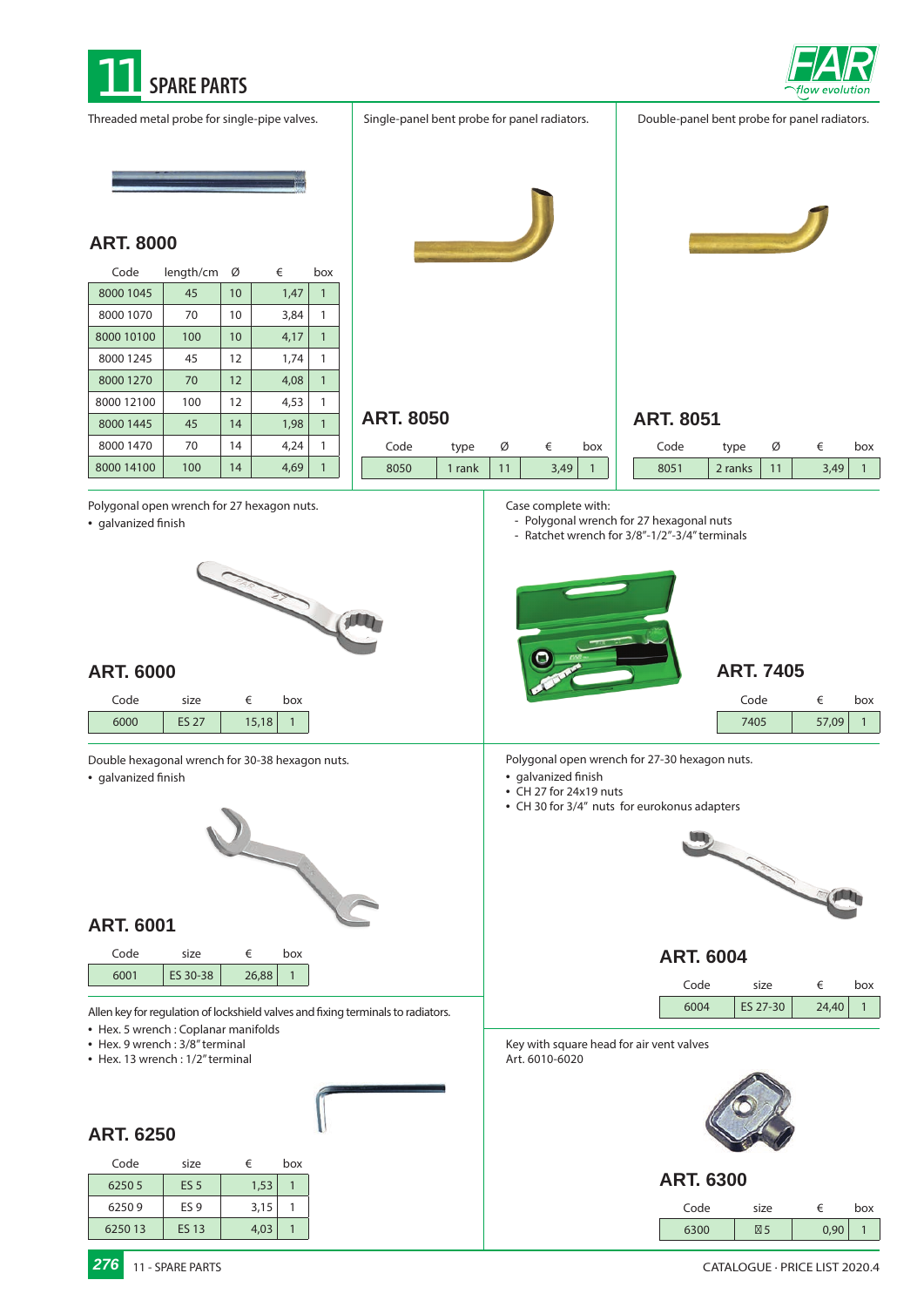# 11 SPARE PARTS

Threaded metal probe for single-pipe valves.

## ART. 8000

| Code | length/cm | Ø | € | box |
|---|---|---|---|---|
| 8000 1045 | 45 | 10 | 1,47 | 1 |
| 8000 1070 | 70 | 10 | 3,84 | 1 |
| 8000 10100 | 100 | 10 | 4,17 | 1 |
| 8000 1245 | 45 | 12 | 1,74 | 1 |
| 8000 1270 | 70 | 12 | 4,08 | 1 |
| 8000 12100 | 100 | 12 | 4,53 | 1 |
| 8000 1445 | 45 | 14 | 1,98 | 1 |
| 8000 1470 | 70 | 14 | 4,24 | 1 |
| 8000 14100 | 100 | 14 | 4,69 | 1 |

Single-panel bent probe for panel radiators.

## ART. 8050

| Code | type | Ø | € | box |
|---|---|---|---|---|
| 8050 | 1 rank | 11 | 3,49 | 1 |

Double-panel bent probe for panel radiators.

## ART. 8051

| Code | type | Ø | € | box |
|---|---|---|---|---|
| 8051 | 2 ranks | 11 | 3,49 | 1 |

Polygonal open wrench for 27 hexagon nuts.
- galvanized finish

## ART. 6000

| Code | size | € | box |
|---|---|---|---|
| 6000 | ES 27 | 15,18 | 1 |

Case complete with:
- Polygonal wrench for 27 hexagonal nuts
- Ratchet wrench for 3/8”-1/2”-3/4” terminals

## ART. 7405

| Code | € | box |
|---|---|---|
| 7405 | 57,09 | 1 |

Double hexagonal wrench for 30-38 hexagon nuts.
- galvanized finish

## ART. 6001

| Code | size | € | box |
|---|---|---|---|
| 6001 | ES 30-38 | 26,88 | 1 |

Polygonal open wrench for 27-30 hexagon nuts.
- galvanized finish
- CH 27 for 24x19 nuts
- CH 30 for 3/4” nuts for eurokonus adapters

## ART. 6004

| Code | size | € | box |
|---|---|---|---|
| 6004 | ES 27-30 | 24,40 | 1 |

Allen key for regulation of lockshield valves and fixing terminals to radiators.
- Hex. 5 wrench : Coplanar manifolds
- Hex. 9 wrench : 3/8” terminal
- Hex. 13 wrench : 1/2” terminal

## ART. 6250

| Code | size | € | box |
|---|---|---|---|
| 6250 5 | ES 5 | 1,53 | 1 |
| 6250 9 | ES 9 | 3,15 | 1 |
| 6250 13 | ES 13 | 4,03 | 1 |

Key with square head for air vent valves
Art. 6010-6020

## ART. 6300

| Code | size | € | box |
|---|---|---|---|
| 6300 | ⊠5 | 0,90 | 1 |

11 - SPARE PARTS

CATALOGUE · PRICE LIST 2020.4